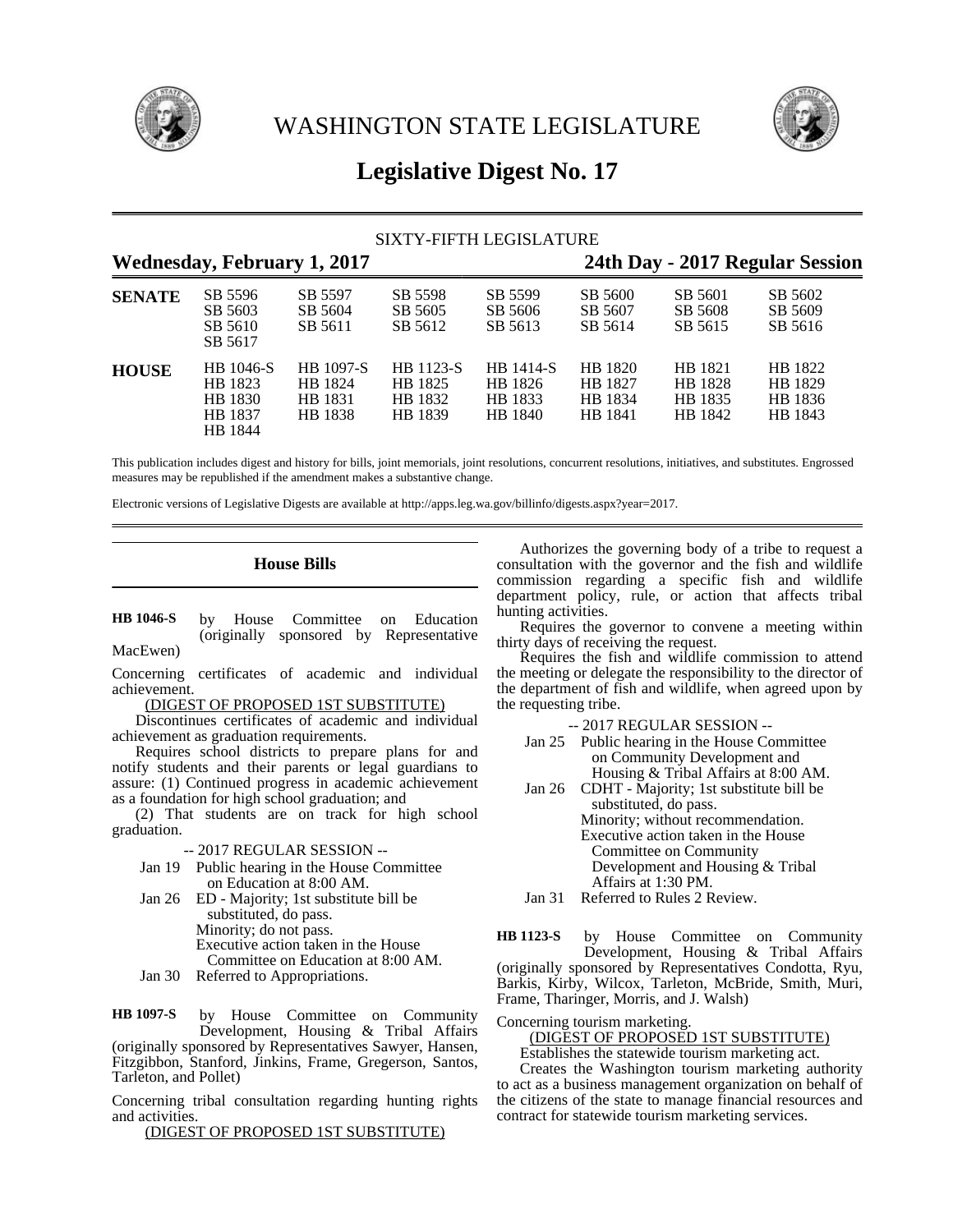# WASHINGTON STATE LEGISLATURE

## Legislative Digest No. 17

SIXTY-FIFTH LEGISLATURE

**Wednesday, February 1, 2017** | **24th Day - 2017 Regular Session**

| | | | | | | | |
|---|---|---|---|---|---|---|---|
| **SENATE** | SB 5596 | SB 5597 | SB 5598 | SB 5599 | SB 5600 | SB 5601 | SB 5602 |
| | SB 5603 | SB 5604 | SB 5605 | SB 5606 | SB 5607 | SB 5608 | SB 5609 |
| | SB 5610 | SB 5611 | SB 5612 | SB 5613 | SB 5614 | SB 5615 | SB 5616 |
| | SB 5617 | | | | | | |
| **HOUSE** | HB 1046-S | HB 1097-S | HB 1123-S | HB 1414-S | HB 1820 | HB 1821 | HB 1822 |
| | HB 1823 | HB 1824 | HB 1825 | HB 1826 | HB 1827 | HB 1828 | HB 1829 |
| | HB 1830 | HB 1831 | HB 1832 | HB 1833 | HB 1834 | HB 1835 | HB 1836 |
| | HB 1837 | HB 1838 | HB 1839 | HB 1840 | HB 1841 | HB 1842 | HB 1843 |
| | HB 1844 | | | | | | |

This publication includes digest and history for bills, joint memorials, joint resolutions, concurrent resolutions, initiatives, and substitutes. Engrossed measures may be republished if the amendment makes a substantive change.

Electronic versions of Legislative Digests are available at http://apps.leg.wa.gov/billinfo/digests.aspx?year=2017.

## House Bills

**HB 1046-S** by House Committee on Education (originally sponsored by Representative MacEwen)

Concerning certificates of academic and individual achievement.

(DIGEST OF PROPOSED 1ST SUBSTITUTE)

Discontinues certificates of academic and individual achievement as graduation requirements.

Requires school districts to prepare plans for and notify students and their parents or legal guardians to assure: (1) Continued progress in academic achievement as a foundation for high school graduation; and

(2) That students are on track for high school graduation.

-- 2017 REGULAR SESSION --

Jan 19 Public hearing in the House Committee on Education at 8:00 AM.

Jan 26 ED - Majority; 1st substitute bill be substituted, do pass.
Minority; do not pass.
Executive action taken in the House Committee on Education at 8:00 AM.

Jan 30 Referred to Appropriations.

**HB 1097-S** by House Committee on Community Development, Housing & Tribal Affairs (originally sponsored by Representatives Sawyer, Hansen, Fitzgibbon, Stanford, Jinkins, Frame, Gregerson, Santos, Tarleton, and Pollet)

Concerning tribal consultation regarding hunting rights and activities.

(DIGEST OF PROPOSED 1ST SUBSTITUTE)

Authorizes the governing body of a tribe to request a consultation with the governor and the fish and wildlife commission regarding a specific fish and wildlife department policy, rule, or action that affects tribal hunting activities.

Requires the governor to convene a meeting within thirty days of receiving the request.

Requires the fish and wildlife commission to attend the meeting or delegate the responsibility to the director of the department of fish and wildlife, when agreed upon by the requesting tribe.

-- 2017 REGULAR SESSION --

Jan 25 Public hearing in the House Committee on Community Development and Housing & Tribal Affairs at 8:00 AM.

Jan 26 CDHT - Majority; 1st substitute bill be substituted, do pass.
Minority; without recommendation.
Executive action taken in the House Committee on Community Development and Housing & Tribal Affairs at 1:30 PM.

Jan 31 Referred to Rules 2 Review.

**HB 1123-S** by House Committee on Community Development, Housing & Tribal Affairs (originally sponsored by Representatives Condotta, Ryu, Barkis, Kirby, Wilcox, Tarleton, McBride, Smith, Muri, Frame, Tharinger, Morris, and J. Walsh)

Concerning tourism marketing.

(DIGEST OF PROPOSED 1ST SUBSTITUTE)

Establishes the statewide tourism marketing act.

Creates the Washington tourism marketing authority to act as a business management organization on behalf of the citizens of the state to manage financial resources and contract for statewide tourism marketing services.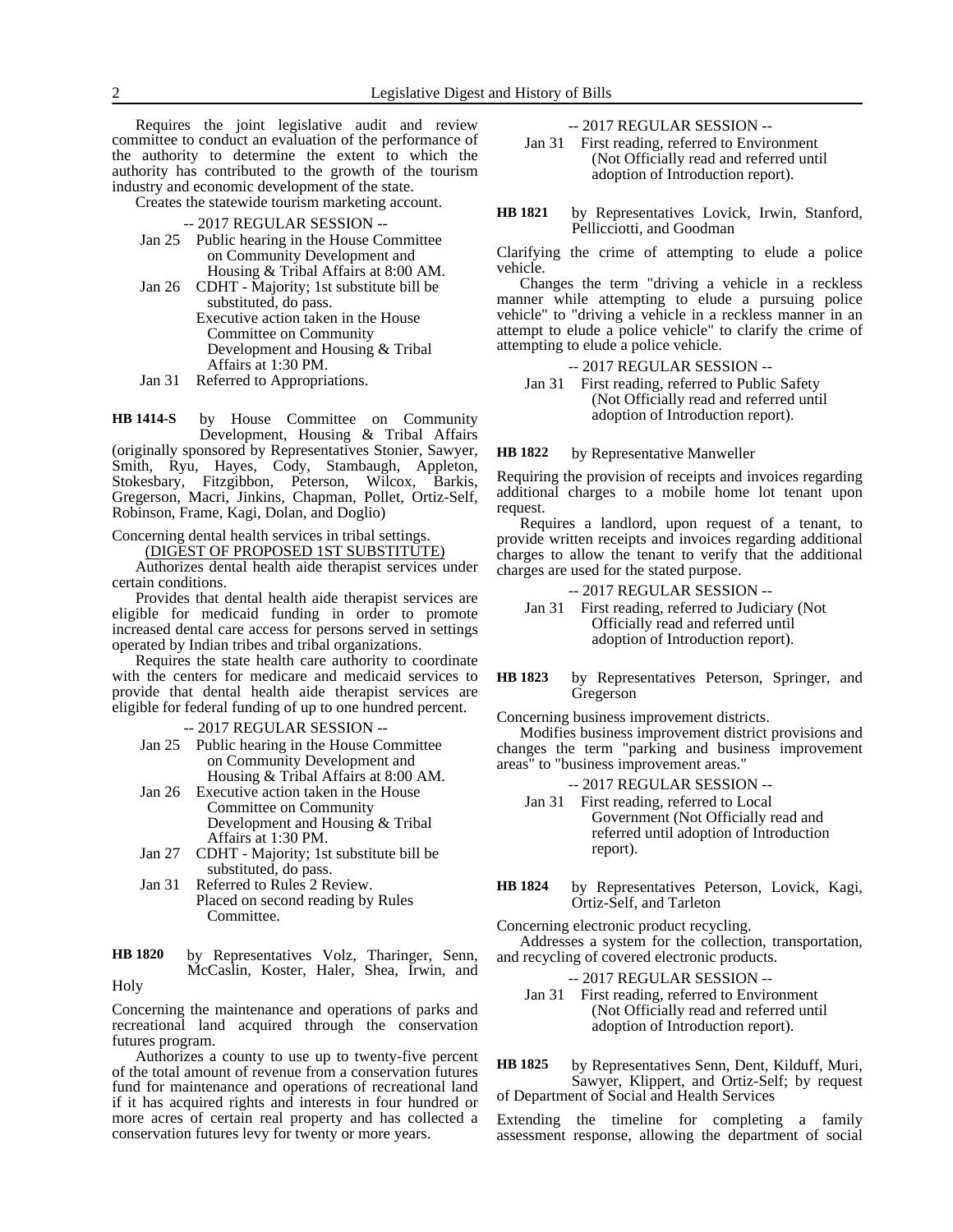Requires the joint legislative audit and review committee to conduct an evaluation of the performance of the authority to determine the extent to which the authority has contributed to the growth of the tourism industry and economic development of the state.

Creates the statewide tourism marketing account.

-- 2017 REGULAR SESSION --

Jan 25 Public hearing in the House Committee on Community Development and Housing & Tribal Affairs at 8:00 AM.

Jan 26 CDHT - Majority; 1st substitute bill be substituted, do pass.
Executive action taken in the House Committee on Community Development and Housing & Tribal Affairs at 1:30 PM.

Jan 31 Referred to Appropriations.

**HB 1414-S** by House Committee on Community Development, Housing & Tribal Affairs (originally sponsored by Representatives Stonier, Sawyer, Smith, Ryu, Hayes, Cody, Stambaugh, Appleton, Stokesbary, Fitzgibbon, Peterson, Wilcox, Barkis, Gregerson, Macri, Jinkins, Chapman, Pollet, Ortiz-Self, Robinson, Frame, Kagi, Dolan, and Doglio)

Concerning dental health services in tribal settings.

(DIGEST OF PROPOSED 1ST SUBSTITUTE)

Authorizes dental health aide therapist services under certain conditions.

Provides that dental health aide therapist services are eligible for medicaid funding in order to promote increased dental care access for persons served in settings operated by Indian tribes and tribal organizations.

Requires the state health care authority to coordinate with the centers for medicare and medicaid services to provide that dental health aide therapist services are eligible for federal funding of up to one hundred percent.

-- 2017 REGULAR SESSION --

Jan 25 Public hearing in the House Committee on Community Development and Housing & Tribal Affairs at 8:00 AM.

Jan 26 Executive action taken in the House Committee on Community Development and Housing & Tribal Affairs at 1:30 PM.

Jan 27 CDHT - Majority; 1st substitute bill be substituted, do pass.

Jan 31 Referred to Rules 2 Review.
Placed on second reading by Rules Committee.

**HB 1820** by Representatives Volz, Tharinger, Senn, McCaslin, Koster, Haler, Shea, Irwin, and Holy

Concerning the maintenance and operations of parks and recreational land acquired through the conservation futures program.

Authorizes a county to use up to twenty-five percent of the total amount of revenue from a conservation futures fund for maintenance and operations of recreational land if it has acquired rights and interests in four hundred or more acres of certain real property and has collected a conservation futures levy for twenty or more years.

-- 2017 REGULAR SESSION --

Jan 31 First reading, referred to Environment (Not Officially read and referred until adoption of Introduction report).

**HB 1821** by Representatives Lovick, Irwin, Stanford, Pellicciotti, and Goodman

Clarifying the crime of attempting to elude a police vehicle.

Changes the term "driving a vehicle in a reckless manner while attempting to elude a pursuing police vehicle" to "driving a vehicle in a reckless manner in an attempt to elude a police vehicle" to clarify the crime of attempting to elude a police vehicle.

-- 2017 REGULAR SESSION --

Jan 31 First reading, referred to Public Safety (Not Officially read and referred until adoption of Introduction report).

**HB 1822** by Representative Manweller

Requiring the provision of receipts and invoices regarding additional charges to a mobile home lot tenant upon request.

Requires a landlord, upon request of a tenant, to provide written receipts and invoices regarding additional charges to allow the tenant to verify that the additional charges are used for the stated purpose.

-- 2017 REGULAR SESSION --

Jan 31 First reading, referred to Judiciary (Not Officially read and referred until adoption of Introduction report).

**HB 1823** by Representatives Peterson, Springer, and Gregerson

Concerning business improvement districts.

Modifies business improvement district provisions and changes the term "parking and business improvement areas" to "business improvement areas."

-- 2017 REGULAR SESSION --

Jan 31 First reading, referred to Local Government (Not Officially read and referred until adoption of Introduction report).

**HB 1824** by Representatives Peterson, Lovick, Kagi, Ortiz-Self, and Tarleton

Concerning electronic product recycling.

Addresses a system for the collection, transportation, and recycling of covered electronic products.

-- 2017 REGULAR SESSION --

Jan 31 First reading, referred to Environment (Not Officially read and referred until adoption of Introduction report).

**HB 1825** by Representatives Senn, Dent, Kilduff, Muri, Sawyer, Klippert, and Ortiz-Self; by request of Department of Social and Health Services

Extending the timeline for completing a family assessment response, allowing the department of social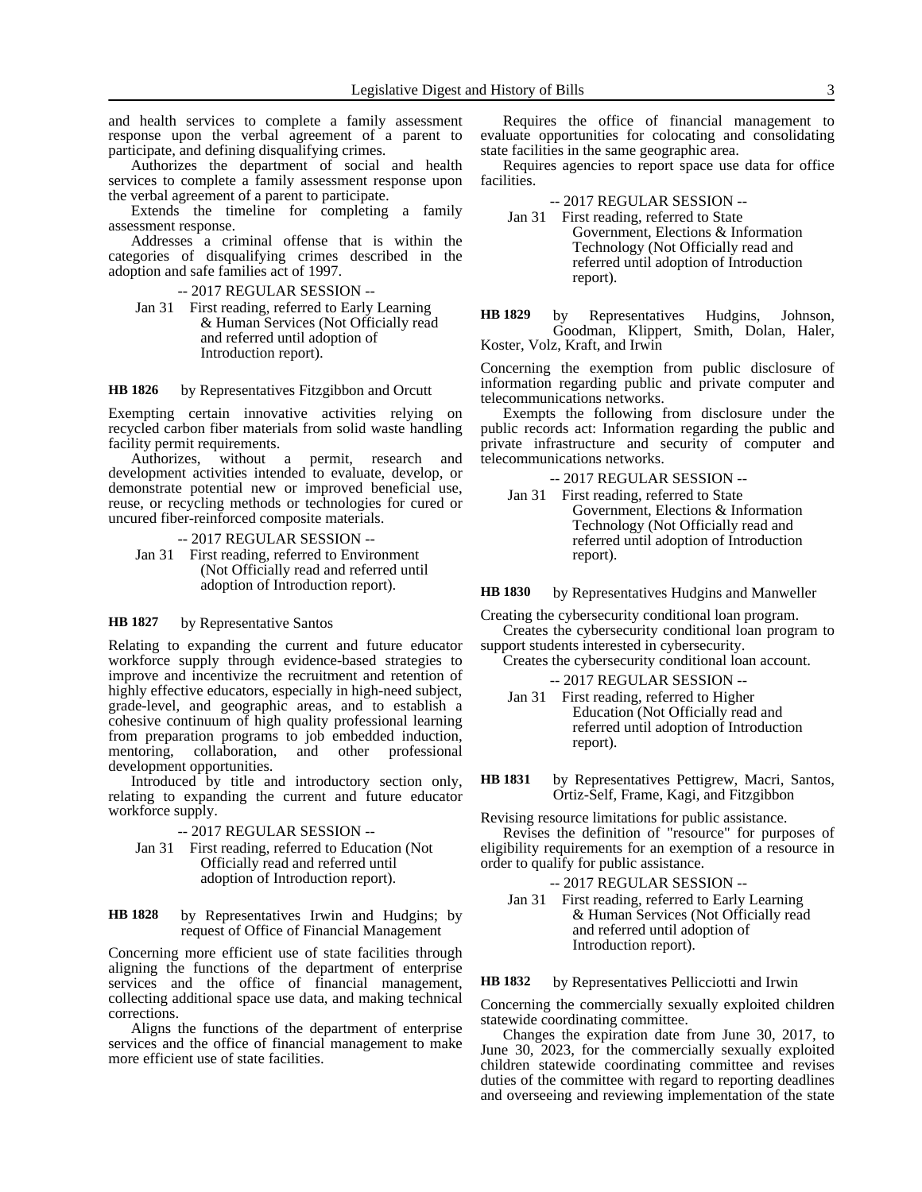and health services to complete a family assessment response upon the verbal agreement of a parent to participate, and defining disqualifying crimes.

Authorizes the department of social and health services to complete a family assessment response upon the verbal agreement of a parent to participate.

Extends the timeline for completing a family assessment response.

Addresses a criminal offense that is within the categories of disqualifying crimes described in the adoption and safe families act of 1997.

-- 2017 REGULAR SESSION --

Jan 31 First reading, referred to Early Learning & Human Services (Not Officially read and referred until adoption of Introduction report).

**HB 1826** by Representatives Fitzgibbon and Orcutt

Exempting certain innovative activities relying on recycled carbon fiber materials from solid waste handling facility permit requirements.

Authorizes, without a permit, research and development activities intended to evaluate, develop, or demonstrate potential new or improved beneficial use, reuse, or recycling methods or technologies for cured or uncured fiber-reinforced composite materials.

-- 2017 REGULAR SESSION --

Jan 31 First reading, referred to Environment (Not Officially read and referred until adoption of Introduction report).

**HB 1827** by Representative Santos

Relating to expanding the current and future educator workforce supply through evidence-based strategies to improve and incentivize the recruitment and retention of highly effective educators, especially in high-need subject, grade-level, and geographic areas, and to establish a cohesive continuum of high quality professional learning from preparation programs to job embedded induction, mentoring, collaboration, and other professional development opportunities.

Introduced by title and introductory section only, relating to expanding the current and future educator workforce supply.

-- 2017 REGULAR SESSION --

Jan 31 First reading, referred to Education (Not Officially read and referred until adoption of Introduction report).

**HB 1828** by Representatives Irwin and Hudgins; by request of Office of Financial Management

Concerning more efficient use of state facilities through aligning the functions of the department of enterprise services and the office of financial management, collecting additional space use data, and making technical corrections.

Aligns the functions of the department of enterprise services and the office of financial management to make more efficient use of state facilities.

Requires the office of financial management to evaluate opportunities for colocating and consolidating state facilities in the same geographic area.

Requires agencies to report space use data for office facilities.

-- 2017 REGULAR SESSION --

Jan 31 First reading, referred to State Government, Elections & Information Technology (Not Officially read and referred until adoption of Introduction report).

**HB 1829** by Representatives Hudgins, Johnson, Goodman, Klippert, Smith, Dolan, Haler, Koster, Volz, Kraft, and Irwin

Concerning the exemption from public disclosure of information regarding public and private computer and telecommunications networks.

Exempts the following from disclosure under the public records act: Information regarding the public and private infrastructure and security of computer and telecommunications networks.

-- 2017 REGULAR SESSION --

Jan 31 First reading, referred to State Government, Elections & Information Technology (Not Officially read and referred until adoption of Introduction report).

**HB 1830** by Representatives Hudgins and Manweller

Creating the cybersecurity conditional loan program.

Creates the cybersecurity conditional loan program to support students interested in cybersecurity.

Creates the cybersecurity conditional loan account.

-- 2017 REGULAR SESSION --

Jan 31 First reading, referred to Higher Education (Not Officially read and referred until adoption of Introduction report).

**HB 1831** by Representatives Pettigrew, Macri, Santos, Ortiz-Self, Frame, Kagi, and Fitzgibbon

Revising resource limitations for public assistance.

Revises the definition of "resource" for purposes of eligibility requirements for an exemption of a resource in order to qualify for public assistance.

-- 2017 REGULAR SESSION --

Jan 31 First reading, referred to Early Learning & Human Services (Not Officially read and referred until adoption of Introduction report).

**HB 1832** by Representatives Pellicciotti and Irwin

Concerning the commercially sexually exploited children statewide coordinating committee.

Changes the expiration date from June 30, 2017, to June 30, 2023, for the commercially sexually exploited children statewide coordinating committee and revises duties of the committee with regard to reporting deadlines and overseeing and reviewing implementation of the state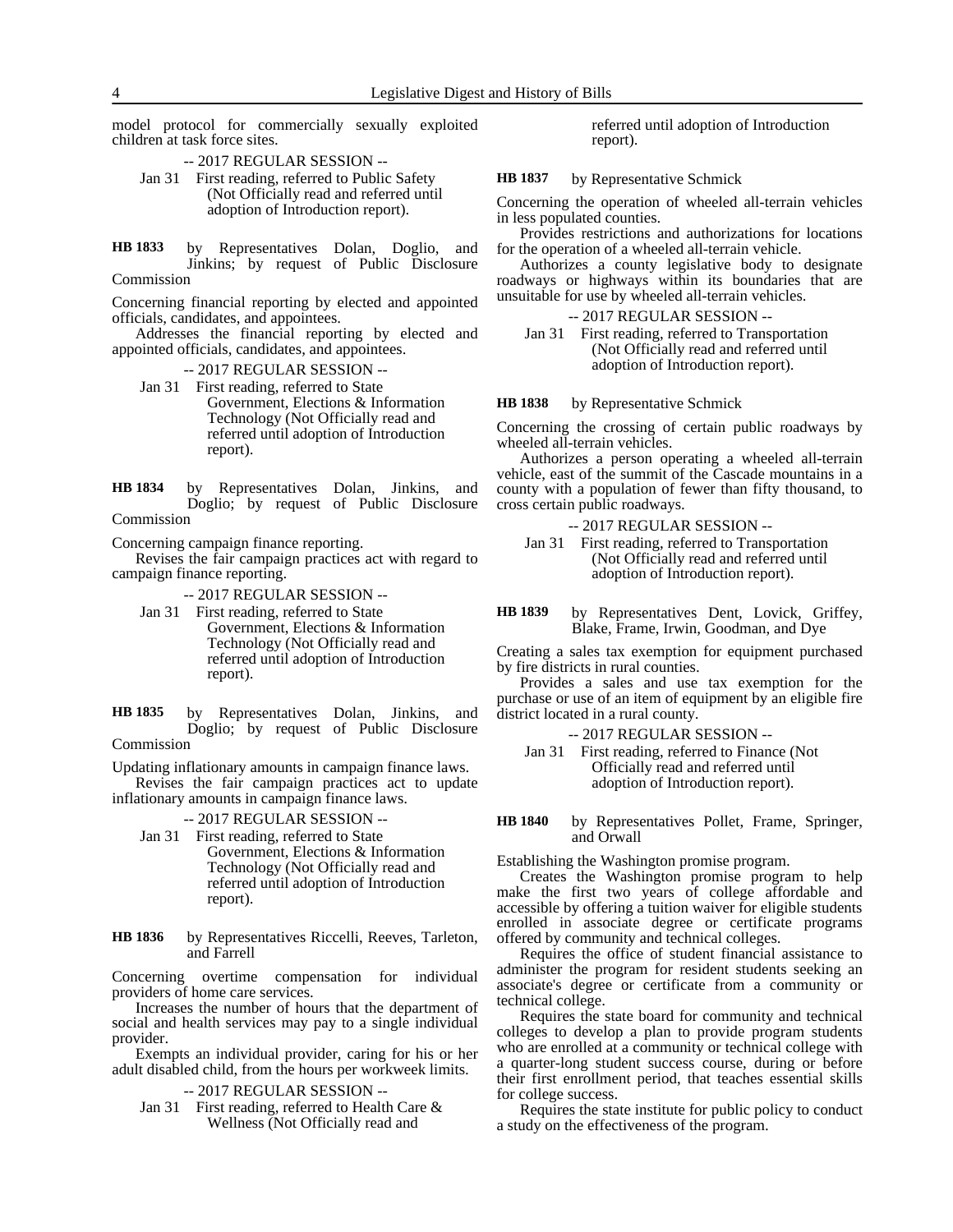model protocol for commercially sexually exploited children at task force sites.

-- 2017 REGULAR SESSION --

Jan 31 First reading, referred to Public Safety (Not Officially read and referred until adoption of Introduction report).

**HB 1833** by Representatives Dolan, Doglio, and Jinkins; by request of Public Disclosure Commission

Concerning financial reporting by elected and appointed officials, candidates, and appointees.

Addresses the financial reporting by elected and appointed officials, candidates, and appointees.

-- 2017 REGULAR SESSION --

Jan 31 First reading, referred to State Government, Elections & Information Technology (Not Officially read and referred until adoption of Introduction report).

**HB 1834** by Representatives Dolan, Jinkins, and Doglio; by request of Public Disclosure Commission

Concerning campaign finance reporting.

Revises the fair campaign practices act with regard to campaign finance reporting.

-- 2017 REGULAR SESSION --

Jan 31 First reading, referred to State Government, Elections & Information Technology (Not Officially read and referred until adoption of Introduction report).

**HB 1835** by Representatives Dolan, Jinkins, and Doglio; by request of Public Disclosure Commission

Updating inflationary amounts in campaign finance laws.

Revises the fair campaign practices act to update inflationary amounts in campaign finance laws.

-- 2017 REGULAR SESSION --

Jan 31 First reading, referred to State Government, Elections & Information Technology (Not Officially read and referred until adoption of Introduction report).

**HB 1836** by Representatives Riccelli, Reeves, Tarleton, and Farrell

Concerning overtime compensation for individual providers of home care services.

Increases the number of hours that the department of social and health services may pay to a single individual provider.

Exempts an individual provider, caring for his or her adult disabled child, from the hours per workweek limits.

-- 2017 REGULAR SESSION --

Jan 31 First reading, referred to Health Care & Wellness (Not Officially read and referred until adoption of Introduction report).

**HB 1837** by Representative Schmick

Concerning the operation of wheeled all-terrain vehicles in less populated counties.

Provides restrictions and authorizations for locations for the operation of a wheeled all-terrain vehicle.

Authorizes a county legislative body to designate roadways or highways within its boundaries that are unsuitable for use by wheeled all-terrain vehicles.

-- 2017 REGULAR SESSION --

Jan 31 First reading, referred to Transportation (Not Officially read and referred until adoption of Introduction report).

**HB 1838** by Representative Schmick

Concerning the crossing of certain public roadways by wheeled all-terrain vehicles.

Authorizes a person operating a wheeled all-terrain vehicle, east of the summit of the Cascade mountains in a county with a population of fewer than fifty thousand, to cross certain public roadways.

-- 2017 REGULAR SESSION --

Jan 31 First reading, referred to Transportation (Not Officially read and referred until adoption of Introduction report).

**HB 1839** by Representatives Dent, Lovick, Griffey, Blake, Frame, Irwin, Goodman, and Dye

Creating a sales tax exemption for equipment purchased by fire districts in rural counties.

Provides a sales and use tax exemption for the purchase or use of an item of equipment by an eligible fire district located in a rural county.

-- 2017 REGULAR SESSION --

Jan 31 First reading, referred to Finance (Not Officially read and referred until adoption of Introduction report).

**HB 1840** by Representatives Pollet, Frame, Springer, and Orwall

Establishing the Washington promise program.

Creates the Washington promise program to help make the first two years of college affordable and accessible by offering a tuition waiver for eligible students enrolled in associate degree or certificate programs offered by community and technical colleges.

Requires the office of student financial assistance to administer the program for resident students seeking an associate's degree or certificate from a community or technical college.

Requires the state board for community and technical colleges to develop a plan to provide program students who are enrolled at a community or technical college with a quarter-long student success course, during or before their first enrollment period, that teaches essential skills for college success.

Requires the state institute for public policy to conduct a study on the effectiveness of the program.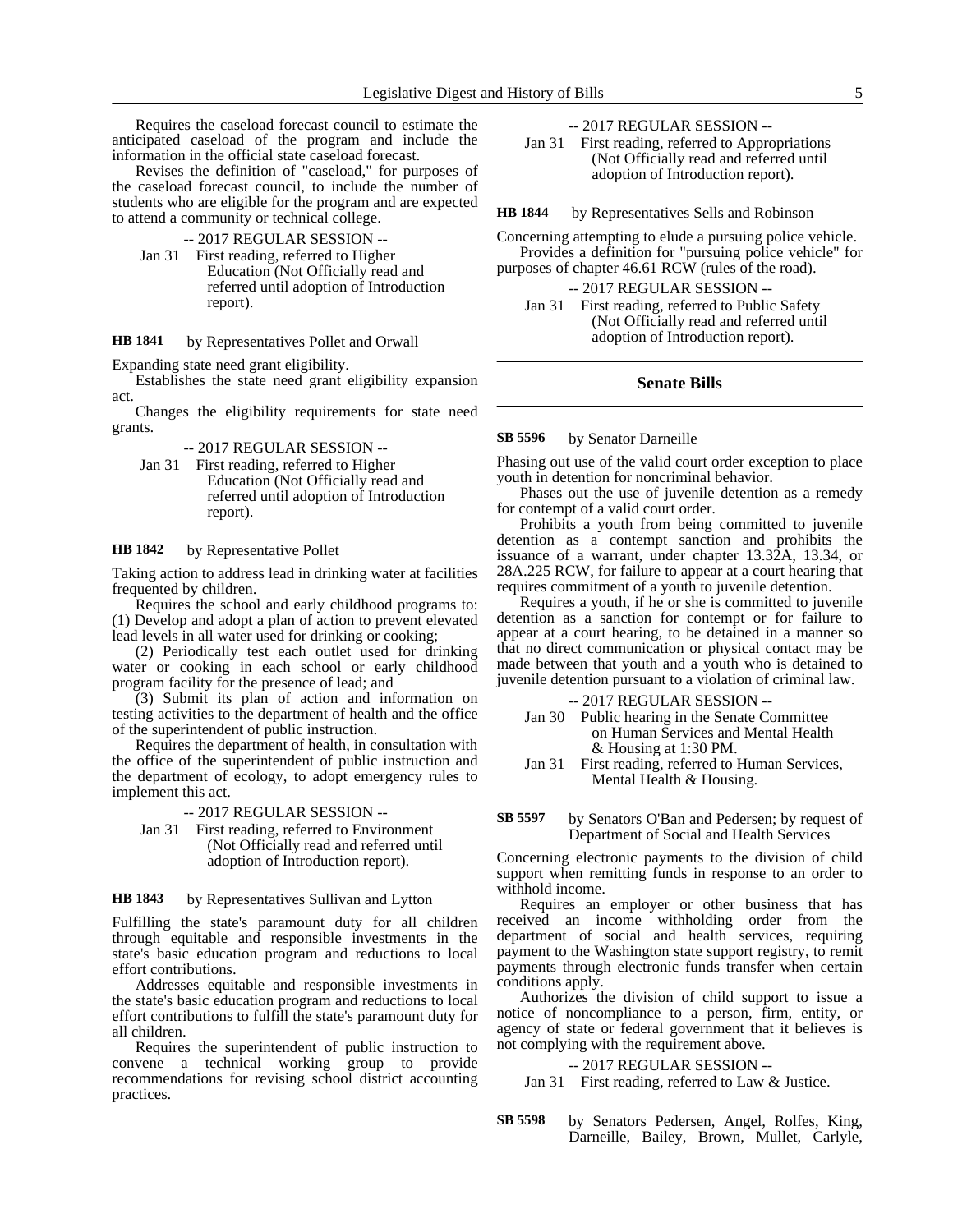Requires the caseload forecast council to estimate the anticipated caseload of the program and include the information in the official state caseload forecast.

Revises the definition of "caseload," for purposes of the caseload forecast council, to include the number of students who are eligible for the program and are expected to attend a community or technical college.

-- 2017 REGULAR SESSION --

Jan 31 First reading, referred to Higher Education (Not Officially read and referred until adoption of Introduction report).

**HB 1841** by Representatives Pollet and Orwall

Expanding state need grant eligibility.

Establishes the state need grant eligibility expansion act.

Changes the eligibility requirements for state need grants.

-- 2017 REGULAR SESSION --

Jan 31 First reading, referred to Higher Education (Not Officially read and referred until adoption of Introduction report).

**HB 1842** by Representative Pollet

Taking action to address lead in drinking water at facilities frequented by children.

Requires the school and early childhood programs to: (1) Develop and adopt a plan of action to prevent elevated lead levels in all water used for drinking or cooking;

(2) Periodically test each outlet used for drinking water or cooking in each school or early childhood program facility for the presence of lead; and

(3) Submit its plan of action and information on testing activities to the department of health and the office of the superintendent of public instruction.

Requires the department of health, in consultation with the office of the superintendent of public instruction and the department of ecology, to adopt emergency rules to implement this act.

-- 2017 REGULAR SESSION --

Jan 31 First reading, referred to Environment (Not Officially read and referred until adoption of Introduction report).

**HB 1843** by Representatives Sullivan and Lytton

Fulfilling the state's paramount duty for all children through equitable and responsible investments in the state's basic education program and reductions to local effort contributions.

Addresses equitable and responsible investments in the state's basic education program and reductions to local effort contributions to fulfill the state's paramount duty for all children.

Requires the superintendent of public instruction to convene a technical working group to provide recommendations for revising school district accounting practices.

-- 2017 REGULAR SESSION --

Jan 31 First reading, referred to Appropriations (Not Officially read and referred until adoption of Introduction report).

**HB 1844** by Representatives Sells and Robinson

Concerning attempting to elude a pursuing police vehicle.

Provides a definition for "pursuing police vehicle" for purposes of chapter 46.61 RCW (rules of the road).

-- 2017 REGULAR SESSION --

Jan 31 First reading, referred to Public Safety (Not Officially read and referred until adoption of Introduction report).

## Senate Bills

**SB 5596** by Senator Darneille

Phasing out use of the valid court order exception to place youth in detention for noncriminal behavior.

Phases out the use of juvenile detention as a remedy for contempt of a valid court order.

Prohibits a youth from being committed to juvenile detention as a contempt sanction and prohibits the issuance of a warrant, under chapter 13.32A, 13.34, or 28A.225 RCW, for failure to appear at a court hearing that requires commitment of a youth to juvenile detention.

Requires a youth, if he or she is committed to juvenile detention as a sanction for contempt or for failure to appear at a court hearing, to be detained in a manner so that no direct communication or physical contact may be made between that youth and a youth who is detained to juvenile detention pursuant to a violation of criminal law.

-- 2017 REGULAR SESSION --

Jan 30 Public hearing in the Senate Committee on Human Services and Mental Health & Housing at 1:30 PM.

Jan 31 First reading, referred to Human Services, Mental Health & Housing.

**SB 5597** by Senators O'Ban and Pedersen; by request of Department of Social and Health Services

Concerning electronic payments to the division of child support when remitting funds in response to an order to withhold income.

Requires an employer or other business that has received an income withholding order from the department of social and health services, requiring payment to the Washington state support registry, to remit payments through electronic funds transfer when certain conditions apply.

Authorizes the division of child support to issue a notice of noncompliance to a person, firm, entity, or agency of state or federal government that it believes is not complying with the requirement above.

-- 2017 REGULAR SESSION --

Jan 31 First reading, referred to Law & Justice.

**SB 5598** by Senators Pedersen, Angel, Rolfes, King, Darneille, Bailey, Brown, Mullet, Carlyle,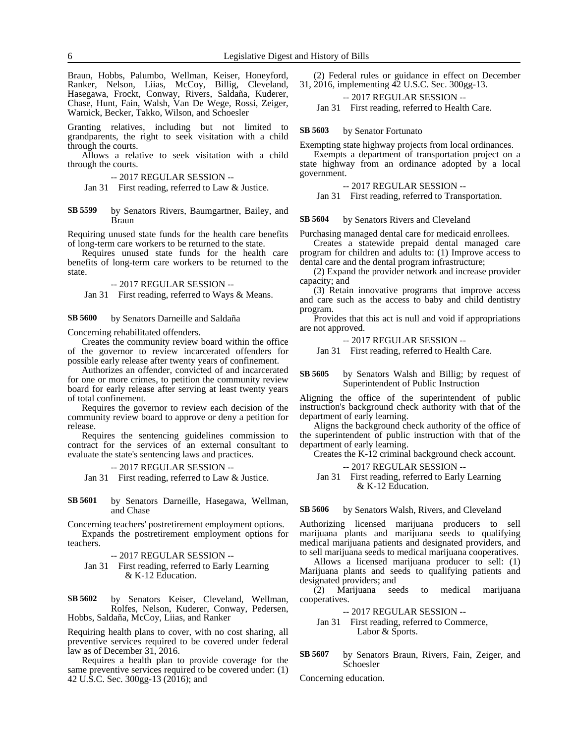Braun, Hobbs, Palumbo, Wellman, Keiser, Honeyford, Ranker, Nelson, Liias, McCoy, Billig, Cleveland, Hasegawa, Frockt, Conway, Rivers, Saldaña, Kuderer, Chase, Hunt, Fain, Walsh, Van De Wege, Rossi, Zeiger, Warnick, Becker, Takko, Wilson, and Schoesler

Granting relatives, including but not limited to grandparents, the right to seek visitation with a child through the courts.

Allows a relative to seek visitation with a child through the courts.

-- 2017 REGULAR SESSION --

Jan 31 First reading, referred to Law & Justice.

**SB 5599** by Senators Rivers, Baumgartner, Bailey, and Braun

Requiring unused state funds for the health care benefits of long-term care workers to be returned to the state.

Requires unused state funds for the health care benefits of long-term care workers to be returned to the state.

-- 2017 REGULAR SESSION --

Jan 31 First reading, referred to Ways & Means.

**SB 5600** by Senators Darneille and Saldaña

Concerning rehabilitated offenders.

Creates the community review board within the office of the governor to review incarcerated offenders for possible early release after twenty years of confinement.

Authorizes an offender, convicted of and incarcerated for one or more crimes, to petition the community review board for early release after serving at least twenty years of total confinement.

Requires the governor to review each decision of the community review board to approve or deny a petition for release.

Requires the sentencing guidelines commission to contract for the services of an external consultant to evaluate the state's sentencing laws and practices.

-- 2017 REGULAR SESSION --

Jan 31 First reading, referred to Law & Justice.

**SB 5601** by Senators Darneille, Hasegawa, Wellman, and Chase

Concerning teachers' postretirement employment options.

Expands the postretirement employment options for teachers.

-- 2017 REGULAR SESSION --

Jan 31 First reading, referred to Early Learning & K-12 Education.

**SB 5602** by Senators Keiser, Cleveland, Wellman, Rolfes, Nelson, Kuderer, Conway, Pedersen, Hobbs, Saldaña, McCoy, Liias, and Ranker

Requiring health plans to cover, with no cost sharing, all preventive services required to be covered under federal law as of December 31, 2016.

Requires a health plan to provide coverage for the same preventive services required to be covered under: (1) 42 U.S.C. Sec. 300gg-13 (2016); and

(2) Federal rules or guidance in effect on December 31, 2016, implementing 42 U.S.C. Sec. 300gg-13.

-- 2017 REGULAR SESSION --

Jan 31 First reading, referred to Health Care.

**SB 5603** by Senator Fortunato

Exempting state highway projects from local ordinances.

Exempts a department of transportation project on a state highway from an ordinance adopted by a local government.

-- 2017 REGULAR SESSION --

Jan 31 First reading, referred to Transportation.

**SB 5604** by Senators Rivers and Cleveland

Purchasing managed dental care for medicaid enrollees.

Creates a statewide prepaid dental managed care program for children and adults to: (1) Improve access to dental care and the dental program infrastructure;

(2) Expand the provider network and increase provider capacity; and

(3) Retain innovative programs that improve access and care such as the access to baby and child dentistry program.

Provides that this act is null and void if appropriations are not approved.

-- 2017 REGULAR SESSION --

Jan 31 First reading, referred to Health Care.

**SB 5605** by Senators Walsh and Billig; by request of Superintendent of Public Instruction

Aligning the office of the superintendent of public instruction's background check authority with that of the department of early learning.

Aligns the background check authority of the office of the superintendent of public instruction with that of the department of early learning.

Creates the K-12 criminal background check account.

-- 2017 REGULAR SESSION --

Jan 31 First reading, referred to Early Learning & K-12 Education.

**SB 5606** by Senators Walsh, Rivers, and Cleveland

Authorizing licensed marijuana producers to sell marijuana plants and marijuana seeds to qualifying medical marijuana patients and designated providers, and to sell marijuana seeds to medical marijuana cooperatives.

Allows a licensed marijuana producer to sell: (1) Marijuana plants and seeds to qualifying patients and designated providers; and

(2) Marijuana seeds to medical marijuana cooperatives.

-- 2017 REGULAR SESSION --

Jan 31 First reading, referred to Commerce, Labor & Sports.

**SB 5607** by Senators Braun, Rivers, Fain, Zeiger, and Schoesler

Concerning education.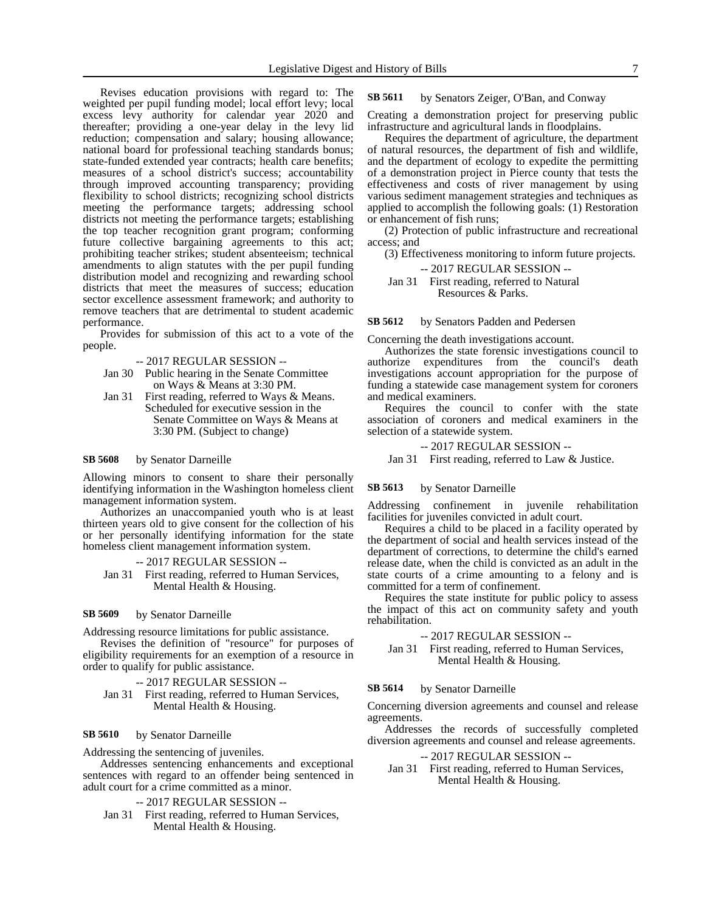Revises education provisions with regard to: The weighted per pupil funding model; local effort levy; local excess levy authority for calendar year 2020 and thereafter; providing a one-year delay in the levy lid reduction; compensation and salary; housing allowance; national board for professional teaching standards bonus; state-funded extended year contracts; health care benefits; measures of a school district's success; accountability through improved accounting transparency; providing flexibility to school districts; recognizing school districts meeting the performance targets; addressing school districts not meeting the performance targets; establishing the top teacher recognition grant program; conforming future collective bargaining agreements to this act; prohibiting teacher strikes; student absenteeism; technical amendments to align statutes with the per pupil funding distribution model and recognizing and rewarding school districts that meet the measures of success; education sector excellence assessment framework; and authority to remove teachers that are detrimental to student academic performance.

Provides for submission of this act to a vote of the people.

-- 2017 REGULAR SESSION --

Jan 30 Public hearing in the Senate Committee on Ways & Means at 3:30 PM.

Jan 31 First reading, referred to Ways & Means. Scheduled for executive session in the Senate Committee on Ways & Means at 3:30 PM. (Subject to change)

**SB 5608** by Senator Darneille

Allowing minors to consent to share their personally identifying information in the Washington homeless client management information system.

Authorizes an unaccompanied youth who is at least thirteen years old to give consent for the collection of his or her personally identifying information for the state homeless client management information system.

-- 2017 REGULAR SESSION --

Jan 31 First reading, referred to Human Services, Mental Health & Housing.

**SB 5609** by Senator Darneille

Addressing resource limitations for public assistance.

Revises the definition of "resource" for purposes of eligibility requirements for an exemption of a resource in order to qualify for public assistance.

-- 2017 REGULAR SESSION --

Jan 31 First reading, referred to Human Services, Mental Health & Housing.

**SB 5610** by Senator Darneille

Addressing the sentencing of juveniles.

Addresses sentencing enhancements and exceptional sentences with regard to an offender being sentenced in adult court for a crime committed as a minor.

-- 2017 REGULAR SESSION --

Jan 31 First reading, referred to Human Services, Mental Health & Housing.

**SB 5611** by Senators Zeiger, O'Ban, and Conway

Creating a demonstration project for preserving public infrastructure and agricultural lands in floodplains.

Requires the department of agriculture, the department of natural resources, the department of fish and wildlife, and the department of ecology to expedite the permitting of a demonstration project in Pierce county that tests the effectiveness and costs of river management by using various sediment management strategies and techniques as applied to accomplish the following goals: (1) Restoration or enhancement of fish runs;

(2) Protection of public infrastructure and recreational access; and

(3) Effectiveness monitoring to inform future projects.

-- 2017 REGULAR SESSION --

Jan 31 First reading, referred to Natural Resources & Parks.

**SB 5612** by Senators Padden and Pedersen

Concerning the death investigations account.

Authorizes the state forensic investigations council to authorize expenditures from the council's death investigations account appropriation for the purpose of funding a statewide case management system for coroners and medical examiners.

Requires the council to confer with the state association of coroners and medical examiners in the selection of a statewide system.

-- 2017 REGULAR SESSION --

Jan 31 First reading, referred to Law & Justice.

**SB 5613** by Senator Darneille

Addressing confinement in juvenile rehabilitation facilities for juveniles convicted in adult court.

Requires a child to be placed in a facility operated by the department of social and health services instead of the department of corrections, to determine the child's earned release date, when the child is convicted as an adult in the state courts of a crime amounting to a felony and is committed for a term of confinement.

Requires the state institute for public policy to assess the impact of this act on community safety and youth rehabilitation.

-- 2017 REGULAR SESSION --

Jan 31 First reading, referred to Human Services, Mental Health & Housing.

**SB 5614** by Senator Darneille

Concerning diversion agreements and counsel and release agreements.

Addresses the records of successfully completed diversion agreements and counsel and release agreements.

-- 2017 REGULAR SESSION --

Jan 31 First reading, referred to Human Services, Mental Health & Housing.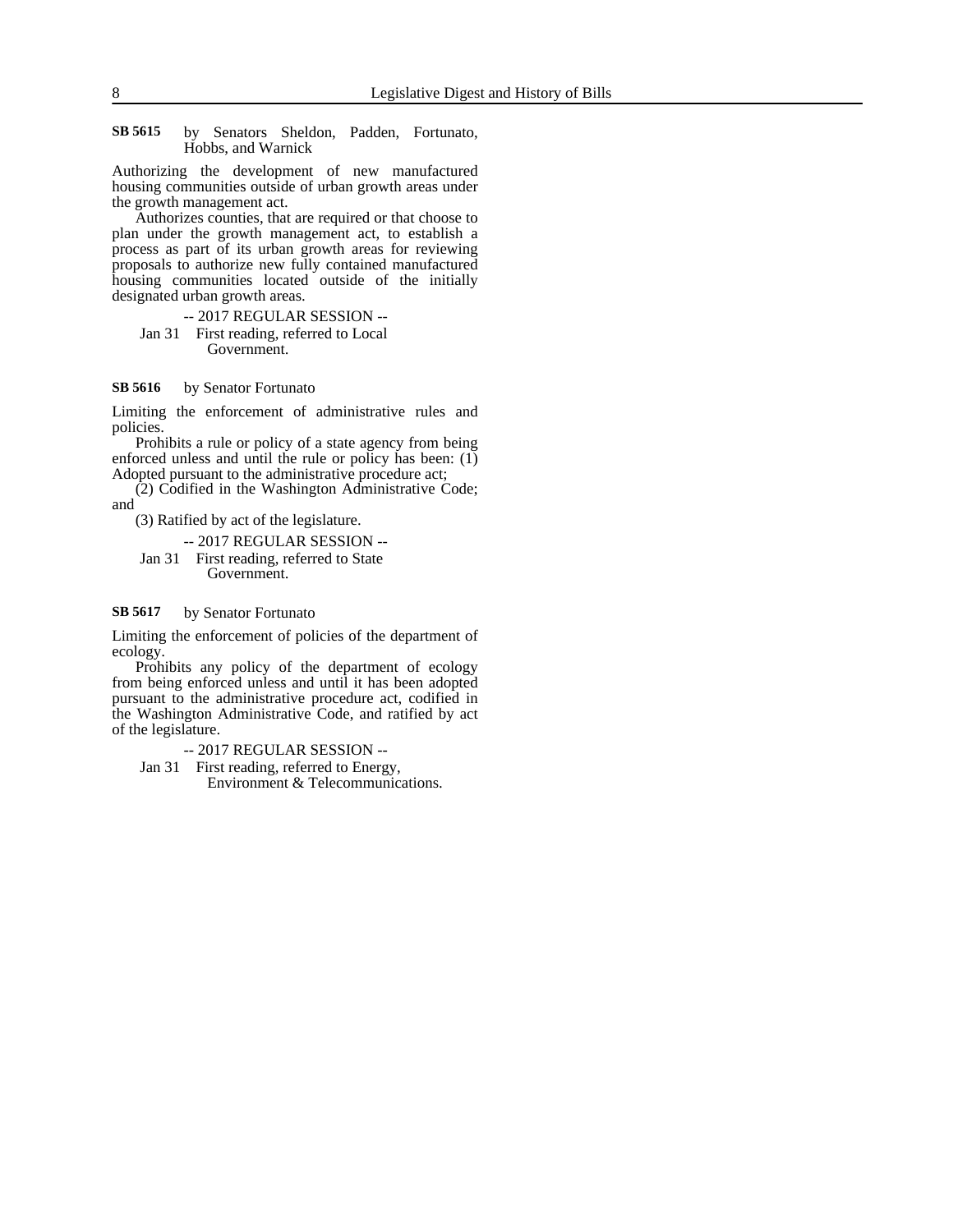**SB 5615** by Senators Sheldon, Padden, Fortunato, Hobbs, and Warnick

Authorizing the development of new manufactured housing communities outside of urban growth areas under the growth management act.

Authorizes counties, that are required or that choose to plan under the growth management act, to establish a process as part of its urban growth areas for reviewing proposals to authorize new fully contained manufactured housing communities located outside of the initially designated urban growth areas.

-- 2017 REGULAR SESSION --

Jan 31 First reading, referred to Local Government.

**SB 5616** by Senator Fortunato

Limiting the enforcement of administrative rules and policies.

Prohibits a rule or policy of a state agency from being enforced unless and until the rule or policy has been: (1) Adopted pursuant to the administrative procedure act;

(2) Codified in the Washington Administrative Code; and

(3) Ratified by act of the legislature.

-- 2017 REGULAR SESSION --

Jan 31 First reading, referred to State Government.

**SB 5617** by Senator Fortunato

Limiting the enforcement of policies of the department of ecology.

Prohibits any policy of the department of ecology from being enforced unless and until it has been adopted pursuant to the administrative procedure act, codified in the Washington Administrative Code, and ratified by act of the legislature.

-- 2017 REGULAR SESSION --

Jan 31 First reading, referred to Energy, Environment & Telecommunications.